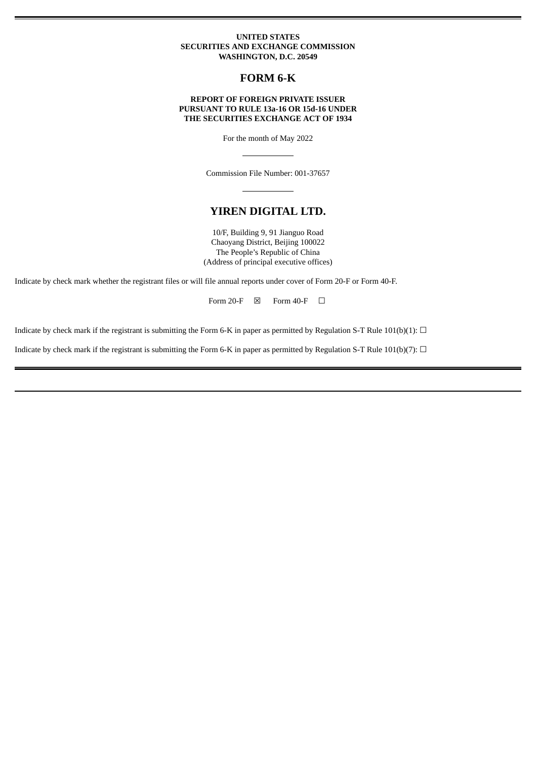**UNITED STATES**
**SECURITIES AND EXCHANGE COMMISSION**
**WASHINGTON, D.C. 20549**

# FORM 6-K

**REPORT OF FOREIGN PRIVATE ISSUER**
**PURSUANT TO RULE 13a-16 OR 15d-16 UNDER**
**THE SECURITIES EXCHANGE ACT OF 1934**

For the month of May 2022

Commission File Number: 001-37657

# YIREN DIGITAL LTD.

10/F, Building 9, 91 Jianguo Road
Chaoyang District, Beijing 100022
The People's Republic of China
(Address of principal executive offices)

Indicate by check mark whether the registrant files or will file annual reports under cover of Form 20-F or Form 40-F.

Form 20-F ☒ Form 40-F ☐

Indicate by check mark if the registrant is submitting the Form 6-K in paper as permitted by Regulation S-T Rule 101(b)(1): ☐

Indicate by check mark if the registrant is submitting the Form 6-K in paper as permitted by Regulation S-T Rule 101(b)(7): ☐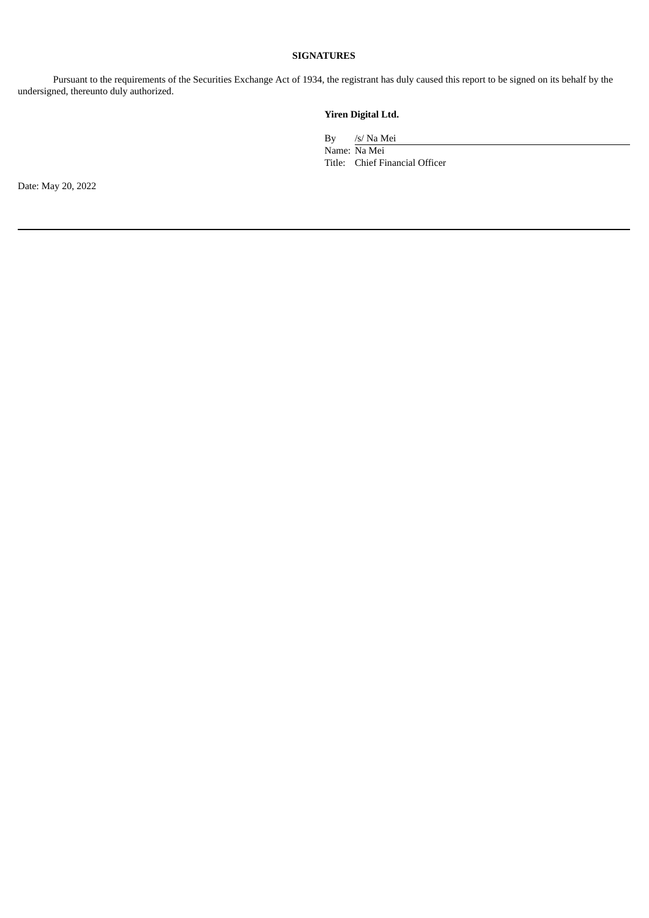**SIGNATURES**

Pursuant to the requirements of the Securities Exchange Act of 1934, the registrant has duly caused this report to be signed on its behalf by the undersigned, thereunto duly authorized.

**Yiren Digital Ltd.**

By /s/ Na Mei

Name: Na Mei

Title: Chief Financial Officer

Date: May 20, 2022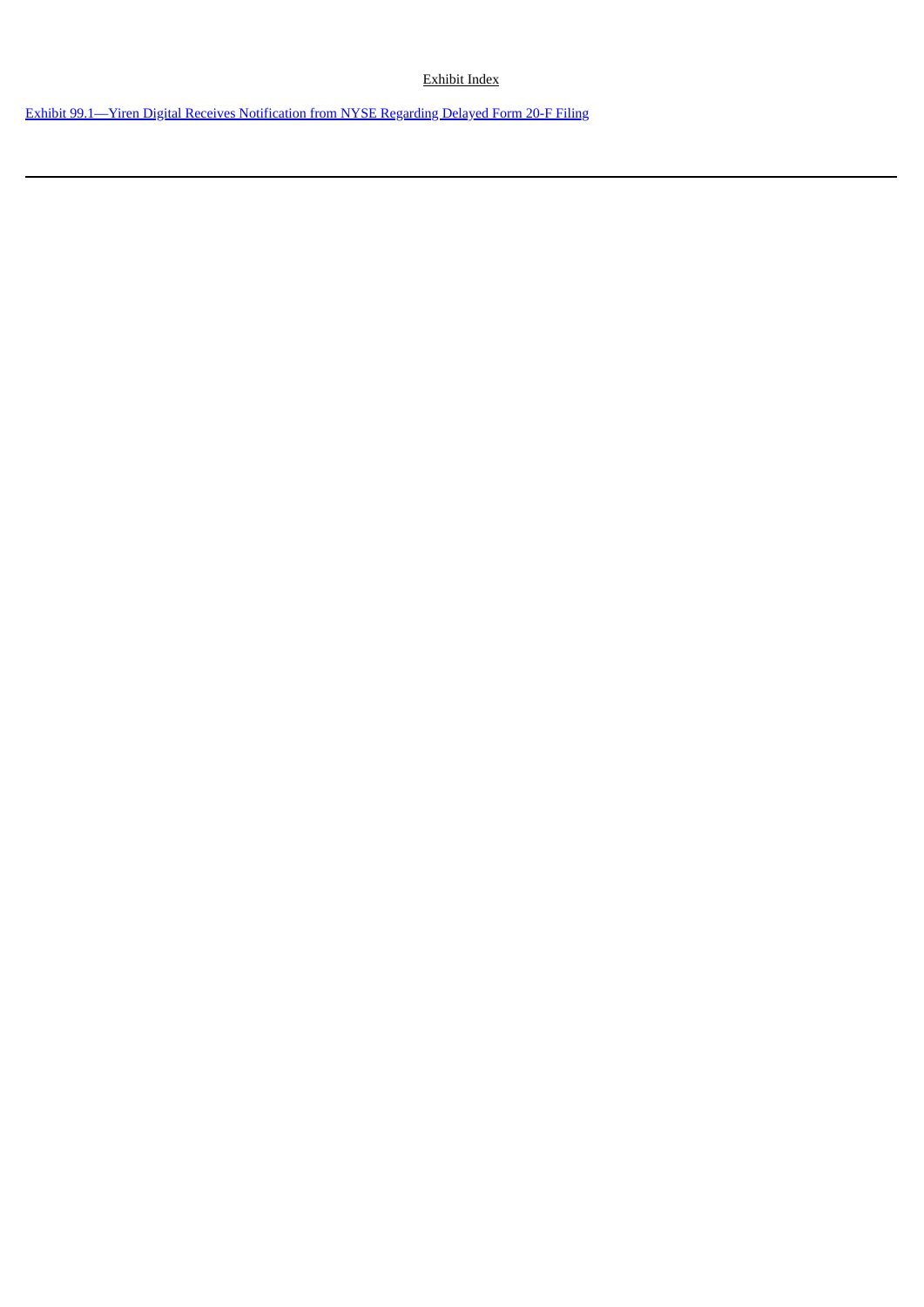Exhibit Index

Exhibit 99.1—Yiren Digital Receives Notification from NYSE Regarding Delayed Form 20-F Filing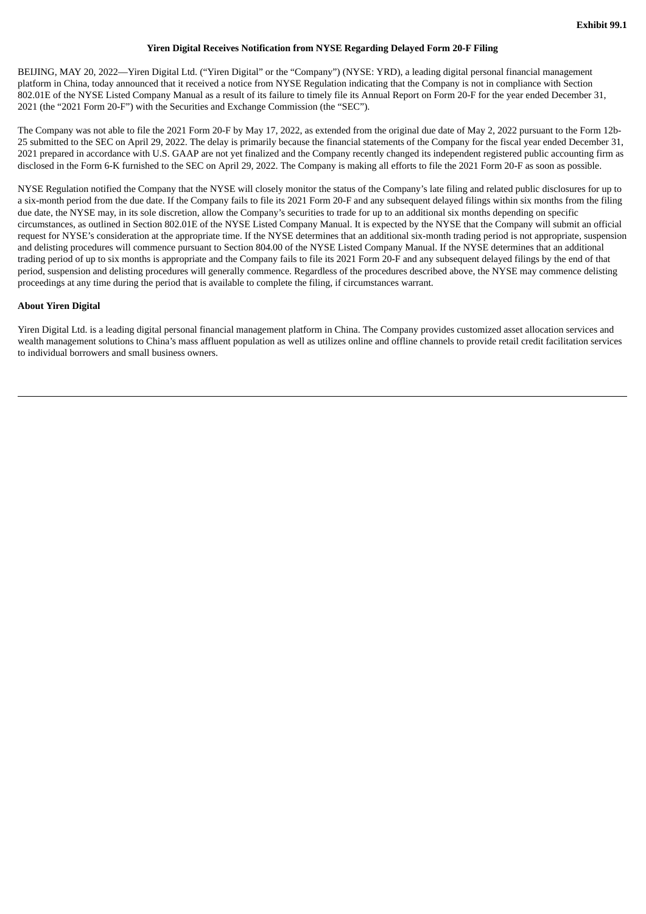**Exhibit 99.1**

**Yiren Digital Receives Notification from NYSE Regarding Delayed Form 20-F Filing**

BEIJING, MAY 20, 2022—Yiren Digital Ltd. ("Yiren Digital" or the "Company") (NYSE: YRD), a leading digital personal financial management platform in China, today announced that it received a notice from NYSE Regulation indicating that the Company is not in compliance with Section 802.01E of the NYSE Listed Company Manual as a result of its failure to timely file its Annual Report on Form 20-F for the year ended December 31, 2021 (the "2021 Form 20-F") with the Securities and Exchange Commission (the "SEC").

The Company was not able to file the 2021 Form 20-F by May 17, 2022, as extended from the original due date of May 2, 2022 pursuant to the Form 12b-25 submitted to the SEC on April 29, 2022. The delay is primarily because the financial statements of the Company for the fiscal year ended December 31, 2021 prepared in accordance with U.S. GAAP are not yet finalized and the Company recently changed its independent registered public accounting firm as disclosed in the Form 6-K furnished to the SEC on April 29, 2022. The Company is making all efforts to file the 2021 Form 20-F as soon as possible.

NYSE Regulation notified the Company that the NYSE will closely monitor the status of the Company's late filing and related public disclosures for up to a six-month period from the due date. If the Company fails to file its 2021 Form 20-F and any subsequent delayed filings within six months from the filing due date, the NYSE may, in its sole discretion, allow the Company's securities to trade for up to an additional six months depending on specific circumstances, as outlined in Section 802.01E of the NYSE Listed Company Manual. It is expected by the NYSE that the Company will submit an official request for NYSE's consideration at the appropriate time. If the NYSE determines that an additional six-month trading period is not appropriate, suspension and delisting procedures will commence pursuant to Section 804.00 of the NYSE Listed Company Manual. If the NYSE determines that an additional trading period of up to six months is appropriate and the Company fails to file its 2021 Form 20-F and any subsequent delayed filings by the end of that period, suspension and delisting procedures will generally commence. Regardless of the procedures described above, the NYSE may commence delisting proceedings at any time during the period that is available to complete the filing, if circumstances warrant.

**About Yiren Digital**

Yiren Digital Ltd. is a leading digital personal financial management platform in China. The Company provides customized asset allocation services and wealth management solutions to China's mass affluent population as well as utilizes online and offline channels to provide retail credit facilitation services to individual borrowers and small business owners.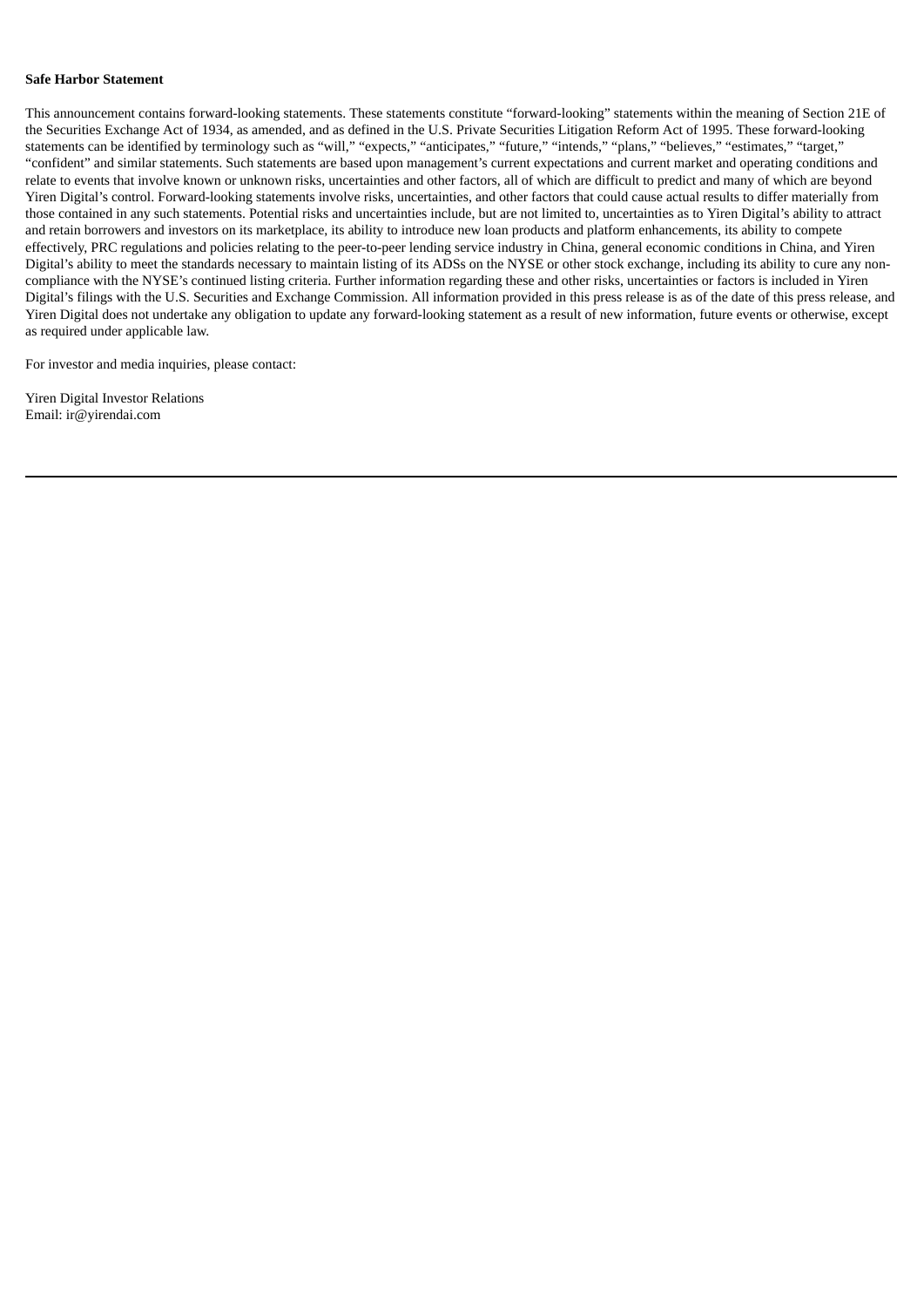**Safe Harbor Statement**

This announcement contains forward-looking statements. These statements constitute "forward-looking" statements within the meaning of Section 21E of the Securities Exchange Act of 1934, as amended, and as defined in the U.S. Private Securities Litigation Reform Act of 1995. These forward-looking statements can be identified by terminology such as "will," "expects," "anticipates," "future," "intends," "plans," "believes," "estimates," "target," "confident" and similar statements. Such statements are based upon management's current expectations and current market and operating conditions and relate to events that involve known or unknown risks, uncertainties and other factors, all of which are difficult to predict and many of which are beyond Yiren Digital's control. Forward-looking statements involve risks, uncertainties, and other factors that could cause actual results to differ materially from those contained in any such statements. Potential risks and uncertainties include, but are not limited to, uncertainties as to Yiren Digital's ability to attract and retain borrowers and investors on its marketplace, its ability to introduce new loan products and platform enhancements, its ability to compete effectively, PRC regulations and policies relating to the peer-to-peer lending service industry in China, general economic conditions in China, and Yiren Digital's ability to meet the standards necessary to maintain listing of its ADSs on the NYSE or other stock exchange, including its ability to cure any non-compliance with the NYSE's continued listing criteria. Further information regarding these and other risks, uncertainties or factors is included in Yiren Digital's filings with the U.S. Securities and Exchange Commission. All information provided in this press release is as of the date of this press release, and Yiren Digital does not undertake any obligation to update any forward-looking statement as a result of new information, future events or otherwise, except as required under applicable law.

For investor and media inquiries, please contact:

Yiren Digital Investor Relations
Email: ir@yirendai.com